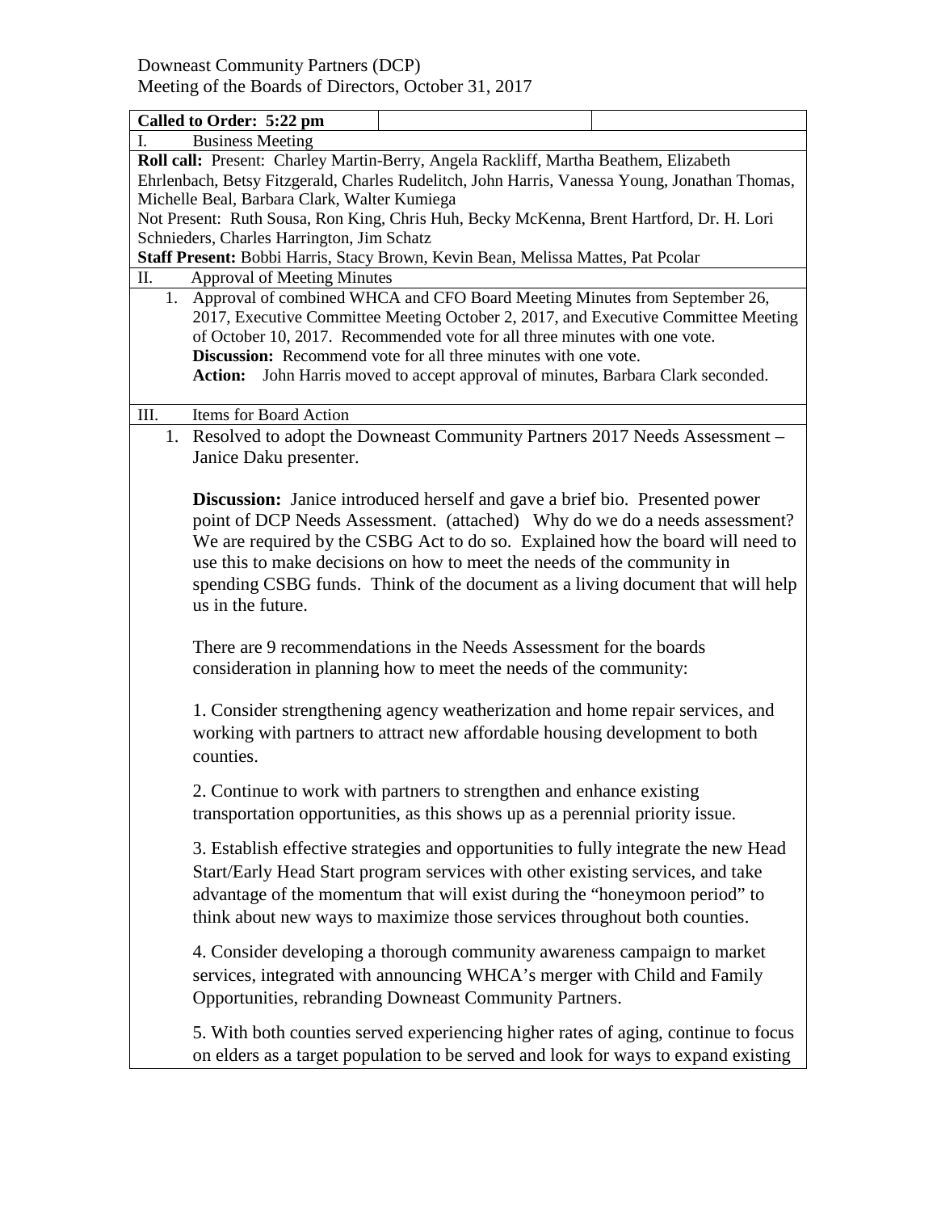Downeast Community Partners (DCP)
Meeting of the Boards of Directors, October 31, 2017

**Called to Order: 5:22 pm**

I. Business Meeting

**Roll call:** Present: Charley Martin-Berry, Angela Rackliff, Martha Beathem, Elizabeth Ehrlenbach, Betsy Fitzgerald, Charles Rudelitch, John Harris, Vanessa Young, Jonathan Thomas, Michelle Beal, Barbara Clark, Walter Kumiega

Not Present: Ruth Sousa, Ron King, Chris Huh, Becky McKenna, Brent Hartford, Dr. H. Lori Schnieders, Charles Harrington, Jim Schatz

**Staff Present:** Bobbi Harris, Stacy Brown, Kevin Bean, Melissa Mattes, Pat Pcolar

II. Approval of Meeting Minutes

1. Approval of combined WHCA and CFO Board Meeting Minutes from September 26, 2017, Executive Committee Meeting October 2, 2017, and Executive Committee Meeting of October 10, 2017. Recommended vote for all three minutes with one vote.
   **Discussion:** Recommend vote for all three minutes with one vote.
   **Action:** John Harris moved to accept approval of minutes, Barbara Clark seconded.

III. Items for Board Action

1. Resolved to adopt the Downeast Community Partners 2017 Needs Assessment – Janice Daku presenter.

   **Discussion:** Janice introduced herself and gave a brief bio. Presented power point of DCP Needs Assessment. (attached) Why do we do a needs assessment? We are required by the CSBG Act to do so. Explained how the board will need to use this to make decisions on how to meet the needs of the community in spending CSBG funds. Think of the document as a living document that will help us in the future.

   There are 9 recommendations in the Needs Assessment for the boards consideration in planning how to meet the needs of the community:

   1. Consider strengthening agency weatherization and home repair services, and working with partners to attract new affordable housing development to both counties.

   2. Continue to work with partners to strengthen and enhance existing transportation opportunities, as this shows up as a perennial priority issue.

   3. Establish effective strategies and opportunities to fully integrate the new Head Start/Early Head Start program services with other existing services, and take advantage of the momentum that will exist during the "honeymoon period" to think about new ways to maximize those services throughout both counties.

   4. Consider developing a thorough community awareness campaign to market services, integrated with announcing WHCA's merger with Child and Family Opportunities, rebranding Downeast Community Partners.

   5. With both counties served experiencing higher rates of aging, continue to focus on elders as a target population to be served and look for ways to expand existing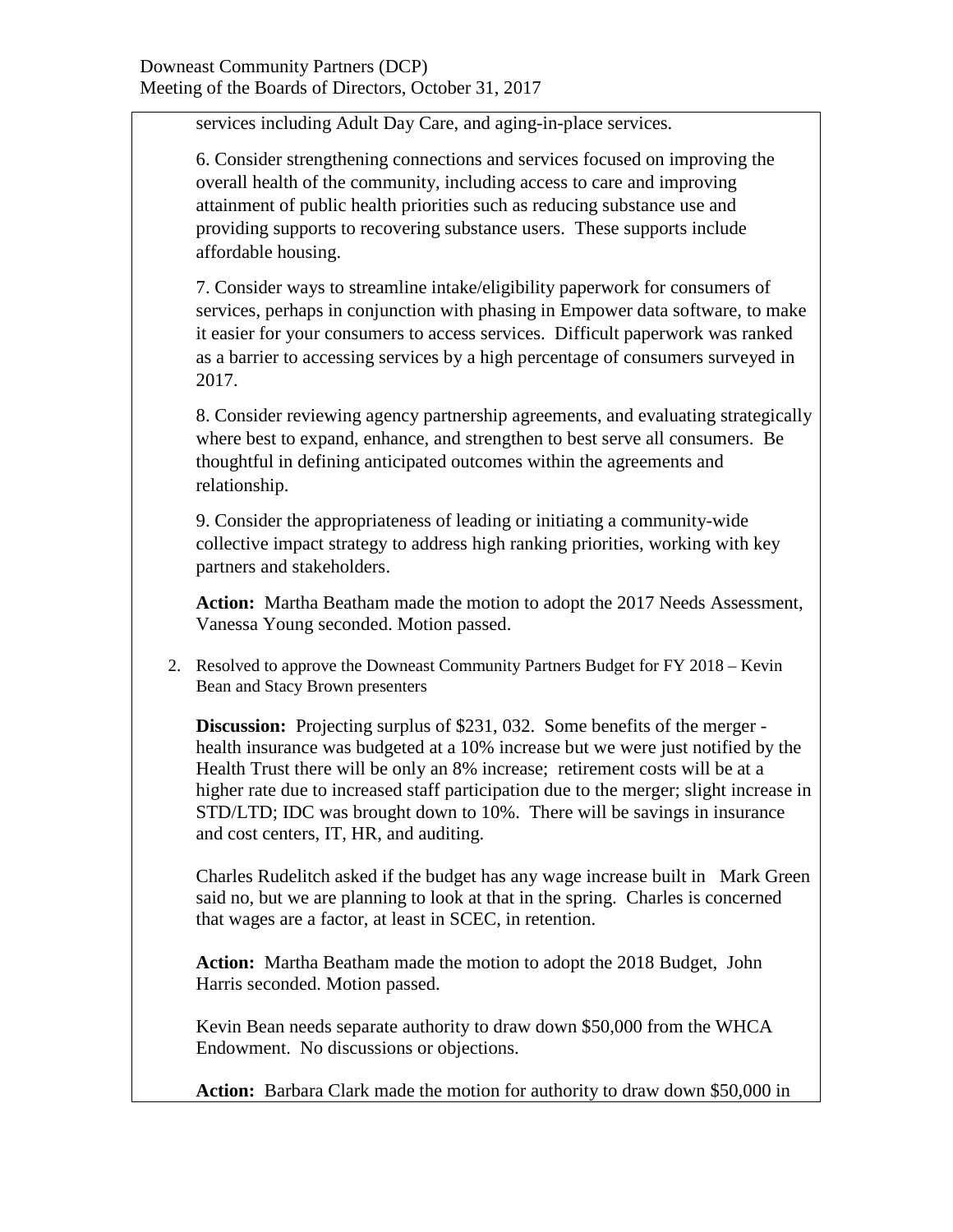services including Adult Day Care, and aging-in-place services.

6. Consider strengthening connections and services focused on improving the overall health of the community, including access to care and improving attainment of public health priorities such as reducing substance use and providing supports to recovering substance users. These supports include affordable housing.

7. Consider ways to streamline intake/eligibility paperwork for consumers of services, perhaps in conjunction with phasing in Empower data software, to make it easier for your consumers to access services. Difficult paperwork was ranked as a barrier to accessing services by a high percentage of consumers surveyed in 2017.

8. Consider reviewing agency partnership agreements, and evaluating strategically where best to expand, enhance, and strengthen to best serve all consumers. Be thoughtful in defining anticipated outcomes within the agreements and relationship.

9. Consider the appropriateness of leading or initiating a community-wide collective impact strategy to address high ranking priorities, working with key partners and stakeholders.

**Action:** Martha Beatham made the motion to adopt the 2017 Needs Assessment, Vanessa Young seconded. Motion passed.

2. Resolved to approve the Downeast Community Partners Budget for FY 2018 – Kevin Bean and Stacy Brown presenters

**Discussion:** Projecting surplus of $231, 032. Some benefits of the merger - health insurance was budgeted at a 10% increase but we were just notified by the Health Trust there will be only an 8% increase; retirement costs will be at a higher rate due to increased staff participation due to the merger; slight increase in STD/LTD; IDC was brought down to 10%. There will be savings in insurance and cost centers, IT, HR, and auditing.

Charles Rudelitch asked if the budget has any wage increase built in Mark Green said no, but we are planning to look at that in the spring. Charles is concerned that wages are a factor, at least in SCEC, in retention.

**Action:** Martha Beatham made the motion to adopt the 2018 Budget, John Harris seconded. Motion passed.

Kevin Bean needs separate authority to draw down $50,000 from the WHCA Endowment. No discussions or objections.

**Action:** Barbara Clark made the motion for authority to draw down $50,000 in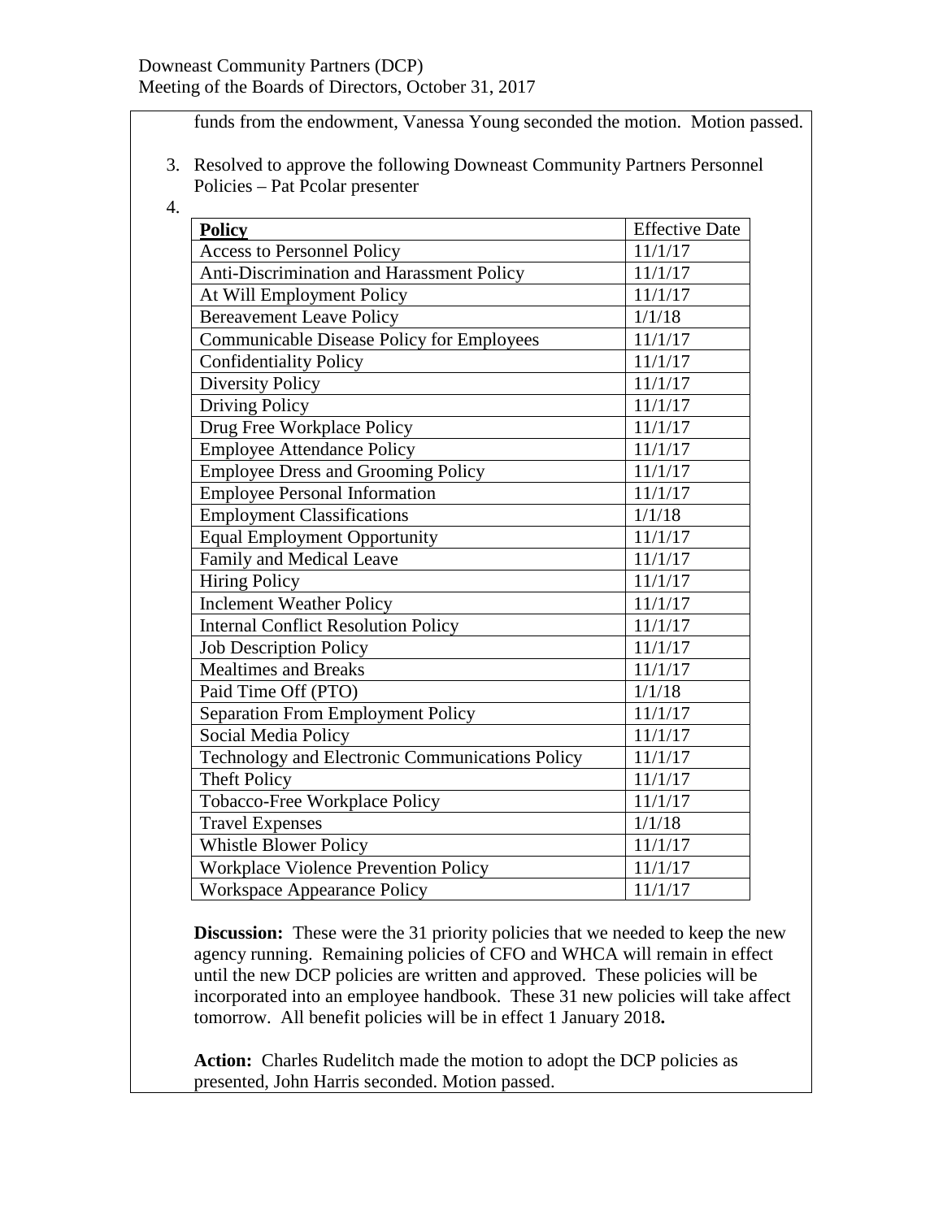funds from the endowment, Vanessa Young seconded the motion. Motion passed.

3. Resolved to approve the following Downeast Community Partners Personnel Policies – Pat Pcolar presenter
4.

| **Policy** | Effective Date |
|---|---|
| Access to Personnel Policy | 11/1/17 |
| Anti-Discrimination and Harassment Policy | 11/1/17 |
| At Will Employment Policy | 11/1/17 |
| Bereavement Leave Policy | 1/1/18 |
| Communicable Disease Policy for Employees | 11/1/17 |
| Confidentiality Policy | 11/1/17 |
| Diversity Policy | 11/1/17 |
| Driving Policy | 11/1/17 |
| Drug Free Workplace Policy | 11/1/17 |
| Employee Attendance Policy | 11/1/17 |
| Employee Dress and Grooming Policy | 11/1/17 |
| Employee Personal Information | 11/1/17 |
| Employment Classifications | 1/1/18 |
| Equal Employment Opportunity | 11/1/17 |
| Family and Medical Leave | 11/1/17 |
| Hiring Policy | 11/1/17 |
| Inclement Weather Policy | 11/1/17 |
| Internal Conflict Resolution Policy | 11/1/17 |
| Job Description Policy | 11/1/17 |
| Mealtimes and Breaks | 11/1/17 |
| Paid Time Off (PTO) | 1/1/18 |
| Separation From Employment Policy | 11/1/17 |
| Social Media Policy | 11/1/17 |
| Technology and Electronic Communications Policy | 11/1/17 |
| Theft Policy | 11/1/17 |
| Tobacco-Free Workplace Policy | 11/1/17 |
| Travel Expenses | 1/1/18 |
| Whistle Blower Policy | 11/1/17 |
| Workplace Violence Prevention Policy | 11/1/17 |
| Workspace Appearance Policy | 11/1/17 |

**Discussion:** These were the 31 priority policies that we needed to keep the new agency running. Remaining policies of CFO and WHCA will remain in effect until the new DCP policies are written and approved. These policies will be incorporated into an employee handbook. These 31 new policies will take affect tomorrow. All benefit policies will be in effect 1 January 2018**.**

**Action:** Charles Rudelitch made the motion to adopt the DCP policies as presented, John Harris seconded. Motion passed.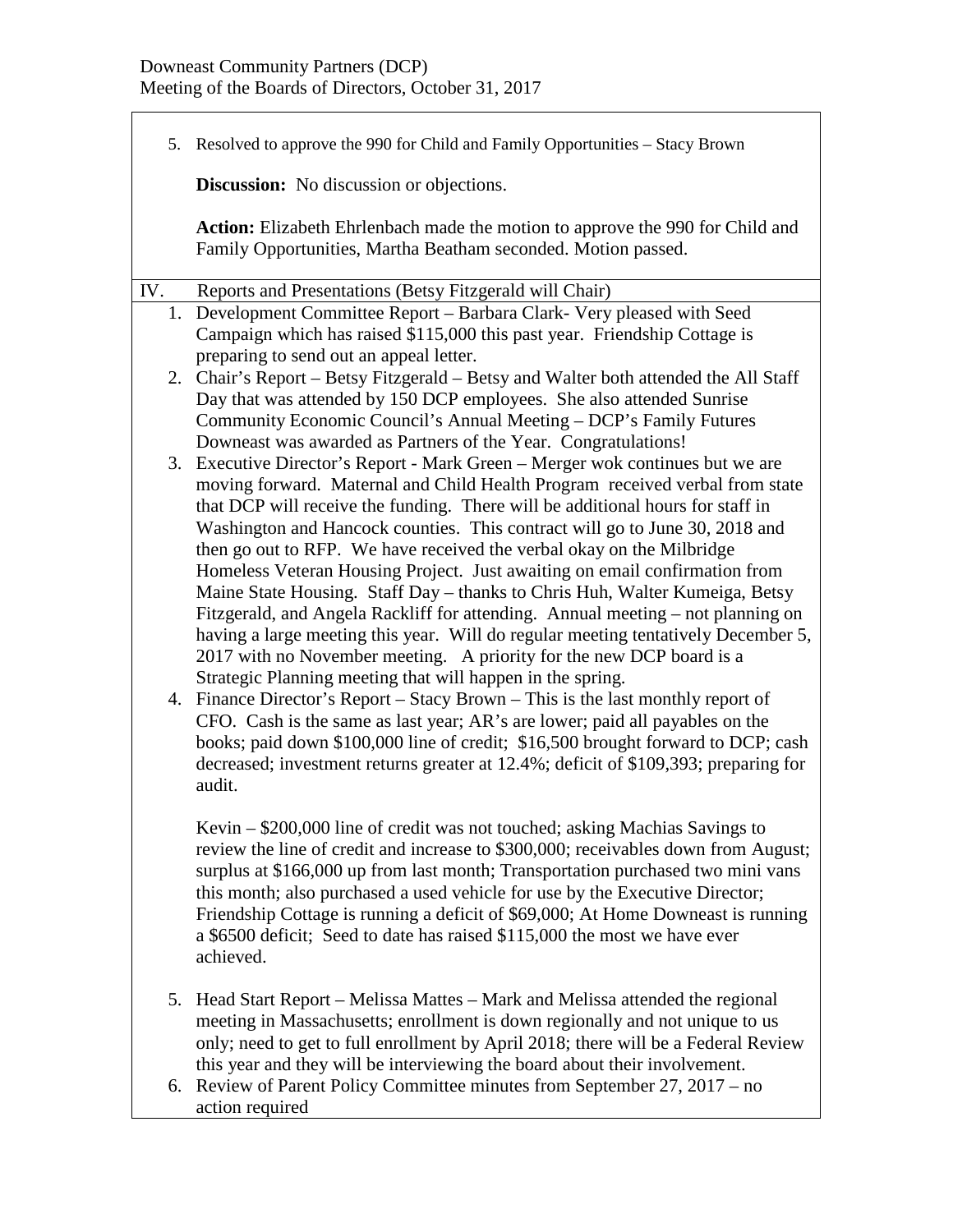Downeast Community Partners (DCP)
Meeting of the Boards of Directors, October 31, 2017

5. Resolved to approve the 990 for Child and Family Opportunities – Stacy Brown

   **Discussion:** No discussion or objections.

   **Action:** Elizabeth Ehrlenbach made the motion to approve the 990 for Child and Family Opportunities, Martha Beatham seconded. Motion passed.

## IV. Reports and Presentations (Betsy Fitzgerald will Chair)

1. Development Committee Report – Barbara Clark- Very pleased with Seed Campaign which has raised $115,000 this past year. Friendship Cottage is preparing to send out an appeal letter.
2. Chair's Report – Betsy Fitzgerald – Betsy and Walter both attended the All Staff Day that was attended by 150 DCP employees. She also attended Sunrise Community Economic Council's Annual Meeting – DCP's Family Futures Downeast was awarded as Partners of the Year. Congratulations!
3. Executive Director's Report - Mark Green – Merger wok continues but we are moving forward. Maternal and Child Health Program received verbal from state that DCP will receive the funding. There will be additional hours for staff in Washington and Hancock counties. This contract will go to June 30, 2018 and then go out to RFP. We have received the verbal okay on the Milbridge Homeless Veteran Housing Project. Just awaiting on email confirmation from Maine State Housing. Staff Day – thanks to Chris Huh, Walter Kumeiga, Betsy Fitzgerald, and Angela Rackliff for attending. Annual meeting – not planning on having a large meeting this year. Will do regular meeting tentatively December 5, 2017 with no November meeting. A priority for the new DCP board is a Strategic Planning meeting that will happen in the spring.
4. Finance Director's Report – Stacy Brown – This is the last monthly report of CFO. Cash is the same as last year; AR's are lower; paid all payables on the books; paid down $100,000 line of credit; $16,500 brought forward to DCP; cash decreased; investment returns greater at 12.4%; deficit of $109,393; preparing for audit.

   Kevin – $200,000 line of credit was not touched; asking Machias Savings to review the line of credit and increase to $300,000; receivables down from August; surplus at $166,000 up from last month; Transportation purchased two mini vans this month; also purchased a used vehicle for use by the Executive Director; Friendship Cottage is running a deficit of $69,000; At Home Downeast is running a $6500 deficit; Seed to date has raised $115,000 the most we have ever achieved.

5. Head Start Report – Melissa Mattes – Mark and Melissa attended the regional meeting in Massachusetts; enrollment is down regionally and not unique to us only; need to get to full enrollment by April 2018; there will be a Federal Review this year and they will be interviewing the board about their involvement.
6. Review of Parent Policy Committee minutes from September 27, 2017 – no action required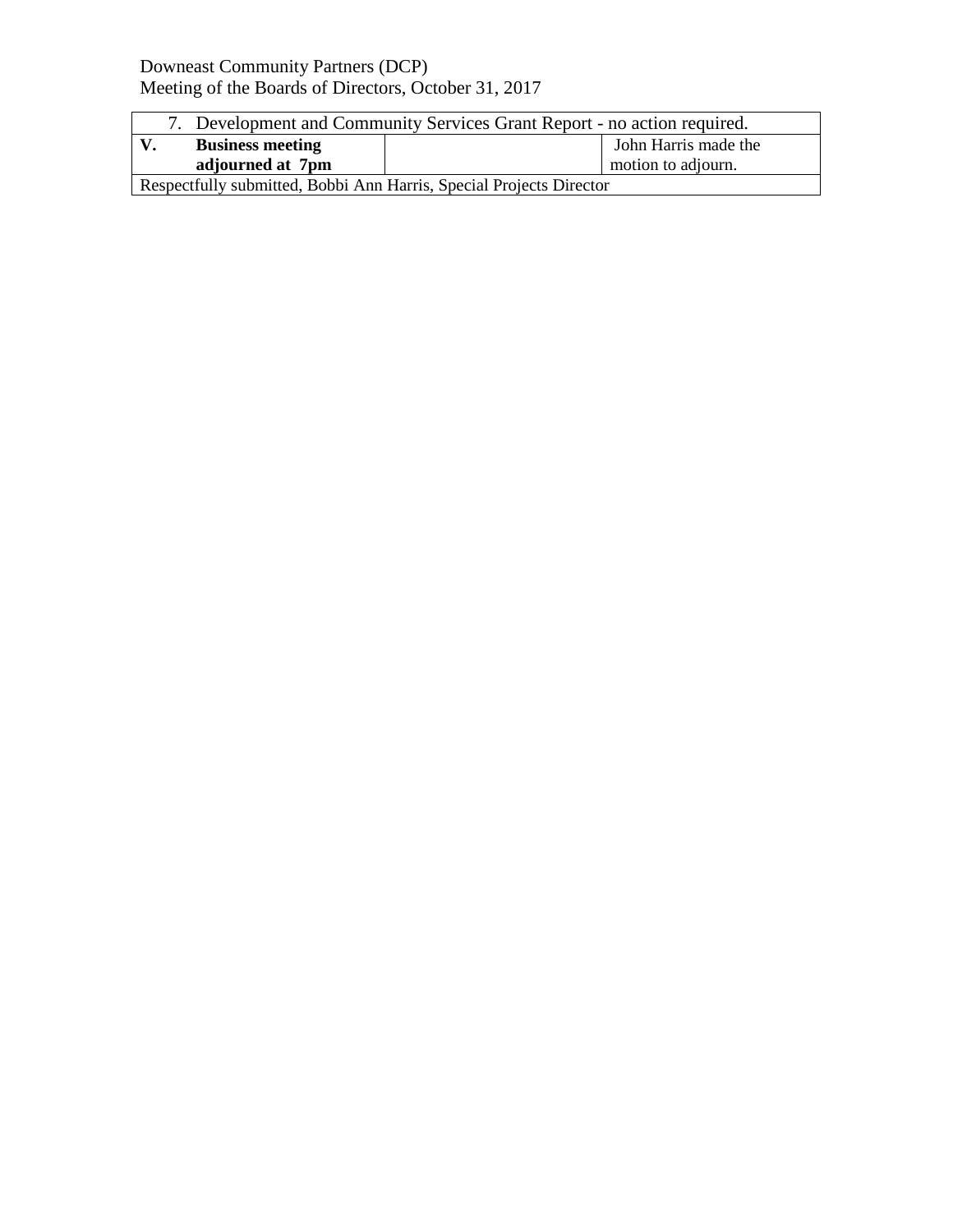| | | | |
|---|---|---|---|
| 7. Development and Community Services Grant Report - no action required. | | | |
| **V.** | **Business meeting adjourned at 7pm** | | John Harris made the motion to adjourn. |
| Respectfully submitted, Bobbi Ann Harris, Special Projects Director | | | |